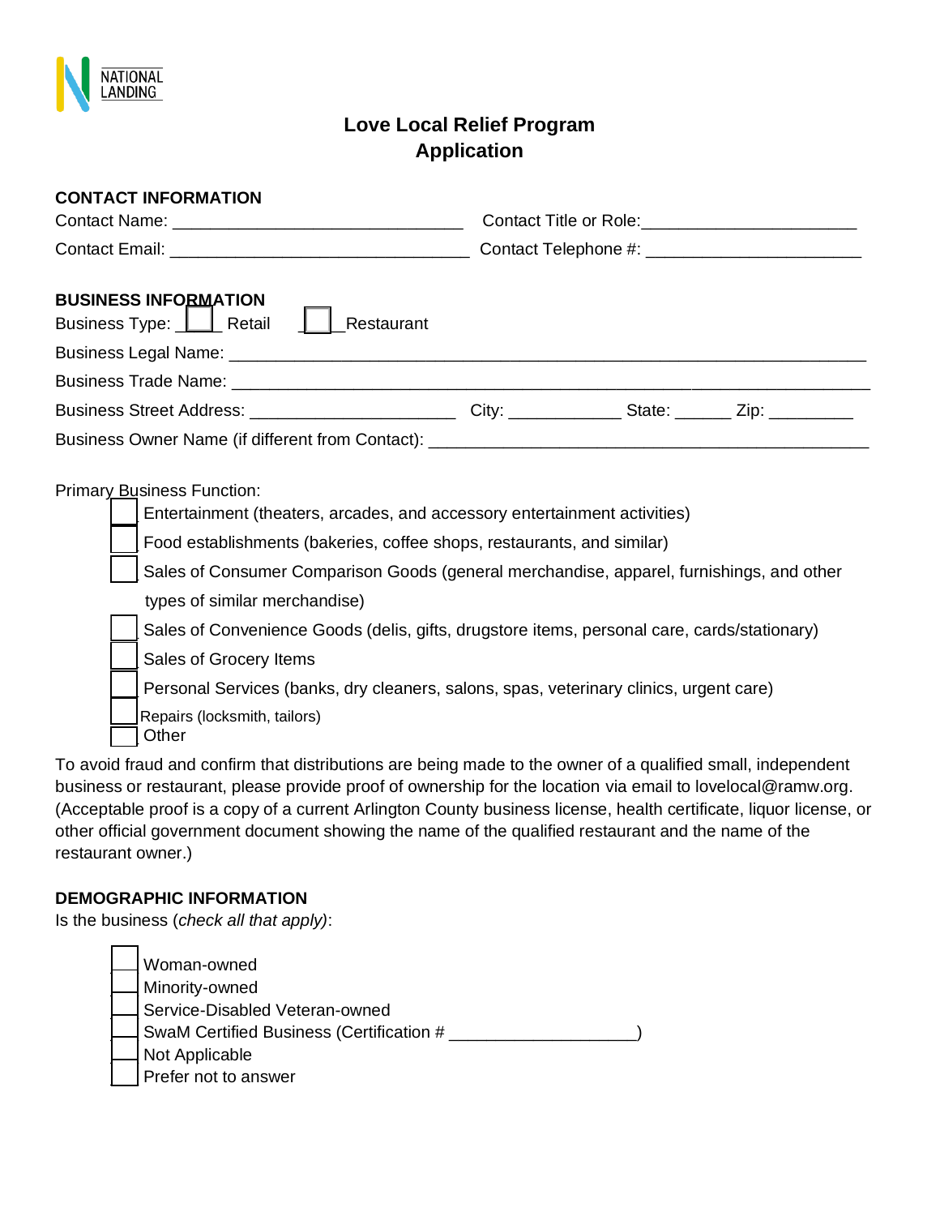NATIONAL LANDING

# Love Local Relief Program
# Application

**CONTACT INFORMATION**

Contact Name: ______________________________ Contact Title or Role:______________________

Contact Email: _______________________________ Contact Telephone #: ______________________

**BUSINESS INFORMATION**

Business Type: ☐ Retail ☐ Restaurant

Business Legal Name: _________________________________________________________________

Business Trade Name: _________________________________________________________________

Business Street Address: _____________________ City: ___________ State: ______ Zip: _________

Business Owner Name (if different from Contact): _____________________________________________

Primary Business Function:

- ☐ Entertainment (theaters, arcades, and accessory entertainment activities)
- ☐ Food establishments (bakeries, coffee shops, restaurants, and similar)
- ☐ Sales of Consumer Comparison Goods (general merchandise, apparel, furnishings, and other types of similar merchandise)
- ☐ Sales of Convenience Goods (delis, gifts, drugstore items, personal care, cards/stationary)
- ☐ Sales of Grocery Items
- ☐ Personal Services (banks, dry cleaners, salons, spas, veterinary clinics, urgent care)
- ☐ Repairs (locksmith, tailors)
- ☐ Other

To avoid fraud and confirm that distributions are being made to the owner of a qualified small, independent business or restaurant, please provide proof of ownership for the location via email to lovelocal@ramw.org. (Acceptable proof is a copy of a current Arlington County business license, health certificate, liquor license, or other official government document showing the name of the qualified restaurant and the name of the restaurant owner.)

**DEMOGRAPHIC INFORMATION**

Is the business (*check all that apply)*:

- ☐ Woman-owned
- ☐ Minority-owned
- ☐ Service-Disabled Veteran-owned
- ☐ SwaM Certified Business (Certification # ___________________)
- ☐ Not Applicable
- ☐ Prefer not to answer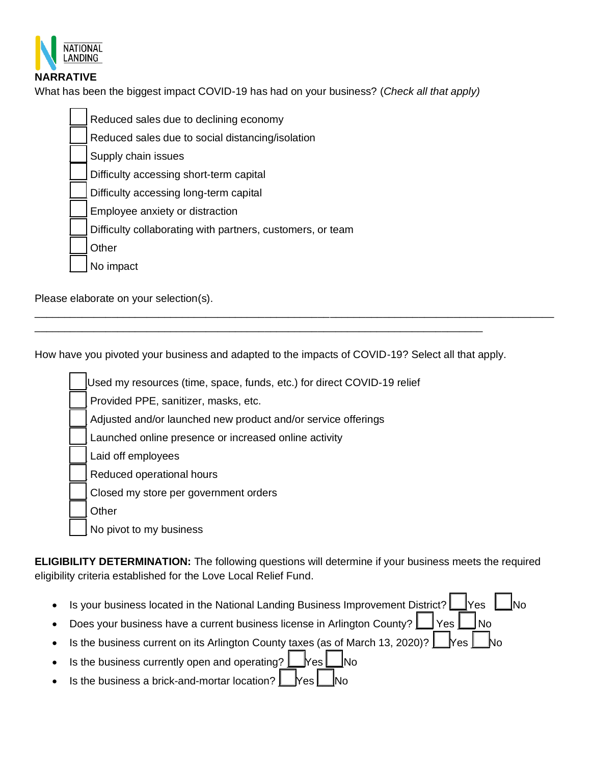## NARRATIVE

What has been the biggest impact COVID-19 has had on your business? (*Check all that apply)*

- [ ] Reduced sales due to declining economy
- [ ] Reduced sales due to social distancing/isolation
- [ ] Supply chain issues
- [ ] Difficulty accessing short-term capital
- [ ] Difficulty accessing long-term capital
- [ ] Employee anxiety or distraction
- [ ] Difficulty collaborating with partners, customers, or team
- [ ] Other
- [ ] No impact

Please elaborate on your selection(s).

______________________________________________________________________________________________

_______________________________________________________________________________

How have you pivoted your business and adapted to the impacts of COVID-19? Select all that apply.

- [ ] Used my resources (time, space, funds, etc.) for direct COVID-19 relief
- [ ] Provided PPE, sanitizer, masks, etc.
- [ ] Adjusted and/or launched new product and/or service offerings
- [ ] Launched online presence or increased online activity
- [ ] Laid off employees
- [ ] Reduced operational hours
- [ ] Closed my store per government orders
- [ ] Other
- [ ] No pivot to my business

**ELIGIBILITY DETERMINATION:** The following questions will determine if your business meets the required eligibility criteria established for the Love Local Relief Fund.

- Is your business located in the National Landing Business Improvement District? ☐ Yes ☐ No
- Does your business have a current business license in Arlington County? ☐ Yes ☐ No
- Is the business current on its Arlington County taxes (as of March 13, 2020)? ☐ Yes ☐ No
- Is the business currently open and operating? ☐ Yes ☐ No
- Is the business a brick-and-mortar location? ☐ Yes ☐ No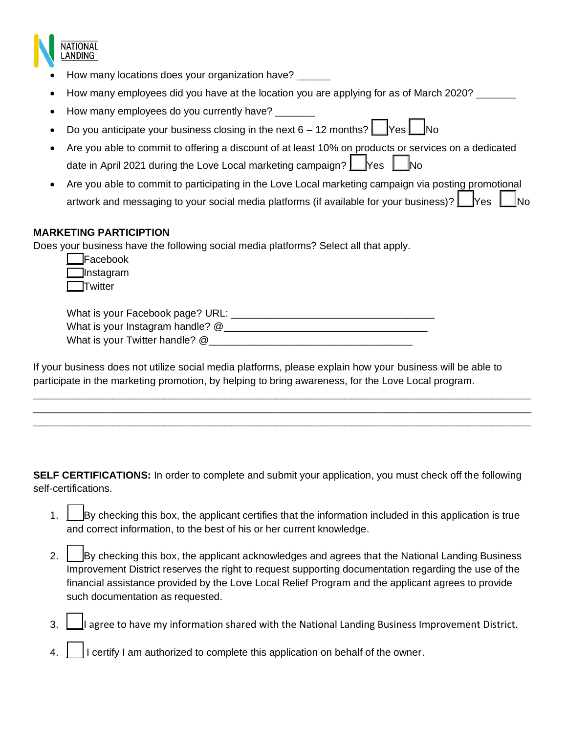- How many locations does your organization have? ______
- How many employees did you have at the location you are applying for as of March 2020? _______
- How many employees do you currently have? _______
- Do you anticipate your business closing in the next 6 – 12 months? ☐ Yes ☐ No
- Are you able to commit to offering a discount of at least 10% on products or services on a dedicated date in April 2021 during the Love Local marketing campaign? ☐ Yes ☐ No
- Are you able to commit to participating in the Love Local marketing campaign via posting promotional artwork and messaging to your social media platforms (if available for your business)? ☐ Yes ☐ No

**MARKETING PARTICIPTION**

Does your business have the following social media platforms? Select all that apply.

☐ Facebook
☐ Instagram
☐ Twitter

What is your Facebook page? URL: ___________________________________
What is your Instagram handle? @___________________________________
What is your Twitter handle? @___________________________________

If your business does not utilize social media platforms, please explain how your business will be able to participate in the marketing promotion, by helping to bring awareness, for the Love Local program.

_____________________________________________________________________________
_____________________________________________________________________________
_____________________________________________________________________________

**SELF CERTIFICATIONS:** In order to complete and submit your application, you must check off the following self-certifications.

1. ☐ By checking this box, the applicant certifies that the information included in this application is true and correct information, to the best of his or her current knowledge.
2. ☐ By checking this box, the applicant acknowledges and agrees that the National Landing Business Improvement District reserves the right to request supporting documentation regarding the use of the financial assistance provided by the Love Local Relief Program and the applicant agrees to provide such documentation as requested.
3. ☐ I agree to have my information shared with the National Landing Business Improvement District.
4. ☐ I certify I am authorized to complete this application on behalf of the owner.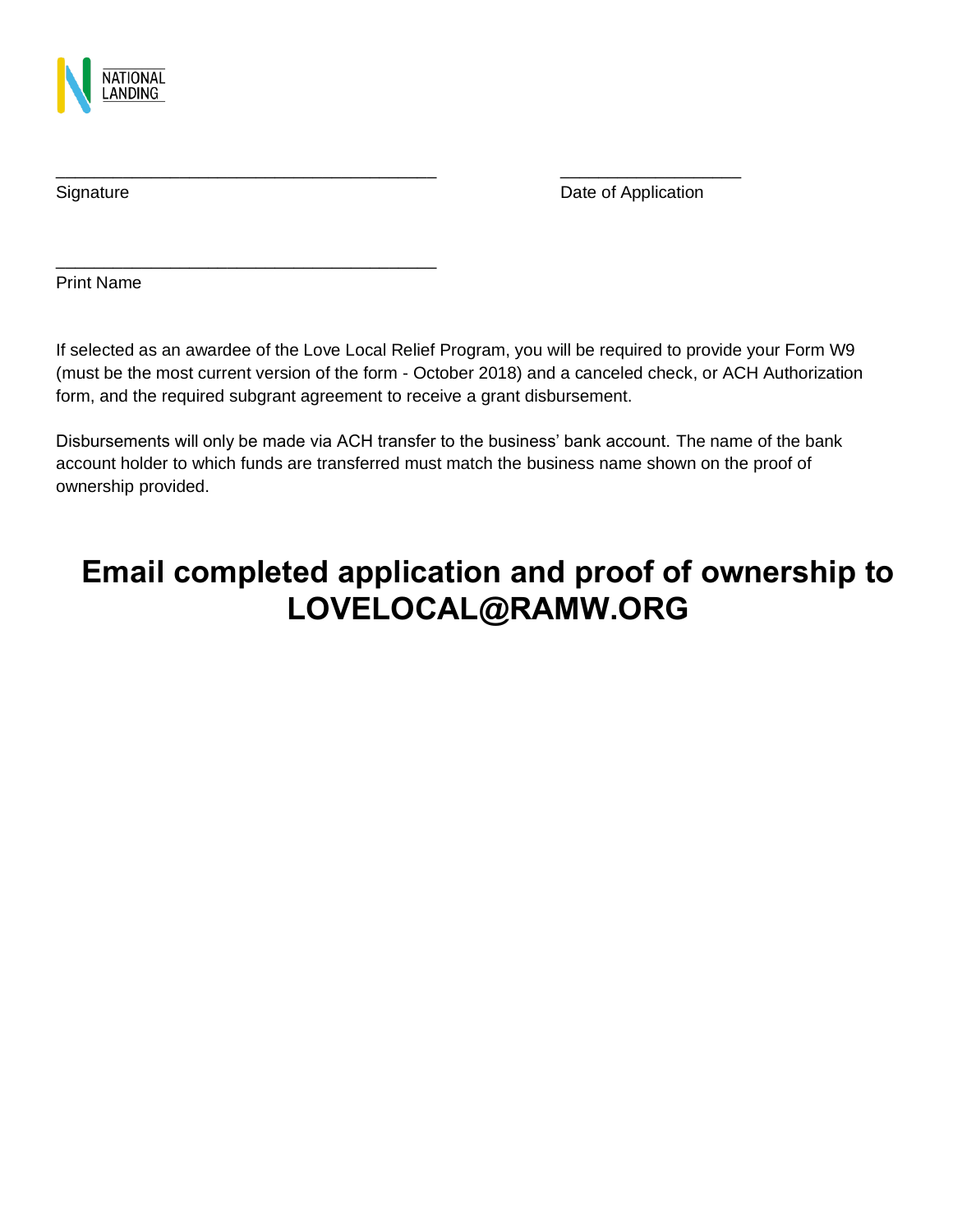NATIONAL LANDING

_________________________________________ ___________________
Signature Date of Application

_________________________________________
Print Name

If selected as an awardee of the Love Local Relief Program, you will be required to provide your Form W9 (must be the most current version of the form - October 2018) and a canceled check, or ACH Authorization form, and the required subgrant agreement to receive a grant disbursement.

Disbursements will only be made via ACH transfer to the business' bank account. The name of the bank account holder to which funds are transferred must match the business name shown on the proof of ownership provided.

## Email completed application and proof of ownership to LOVELOCAL@RAMW.ORG